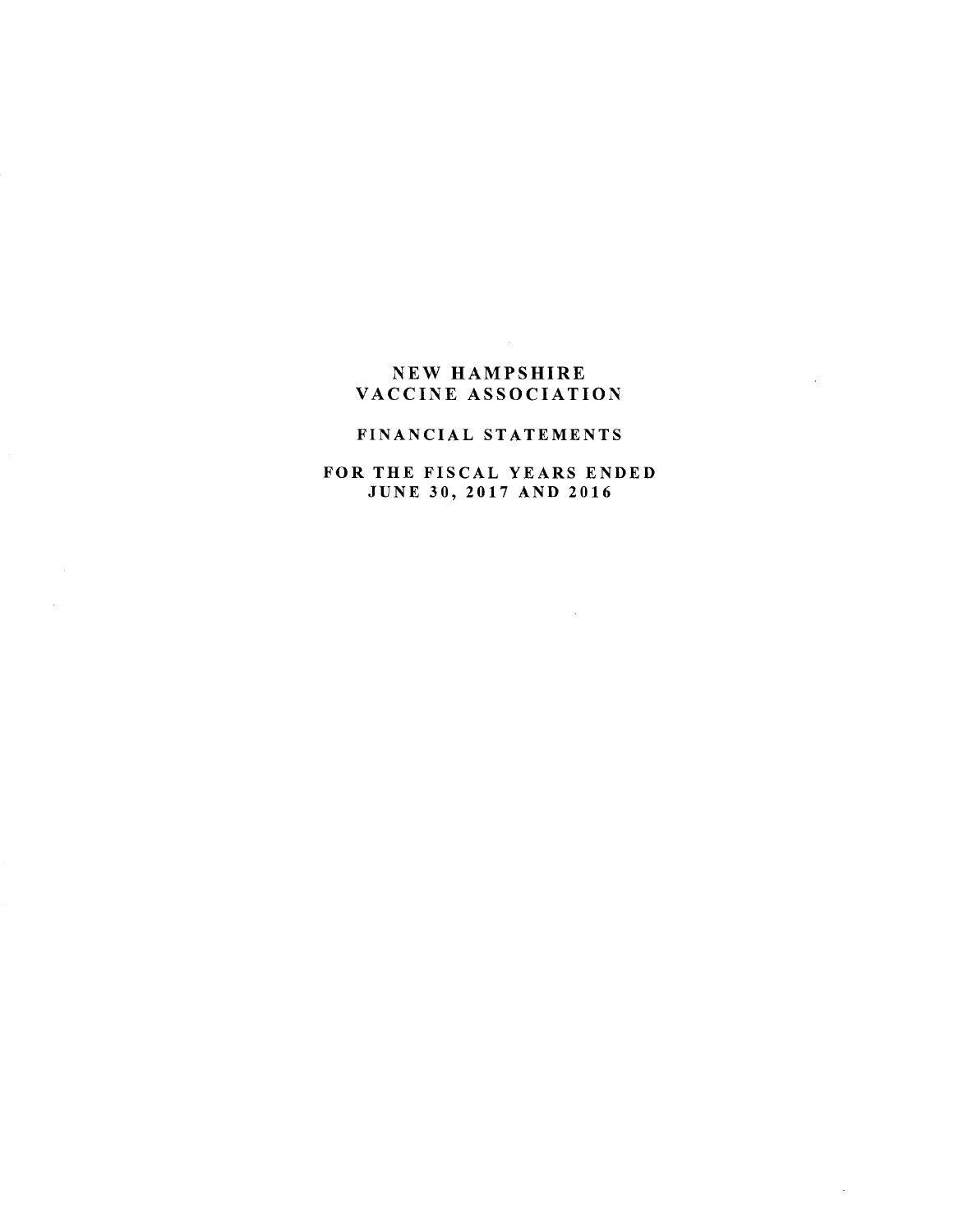# NEW HAMPSHIRE VACCINE ASSOCIATION

## FINANCIAL STATEMENTS

### FOR THE FISCAL YEARS ENDED JUNE 30, 2017 AND 2016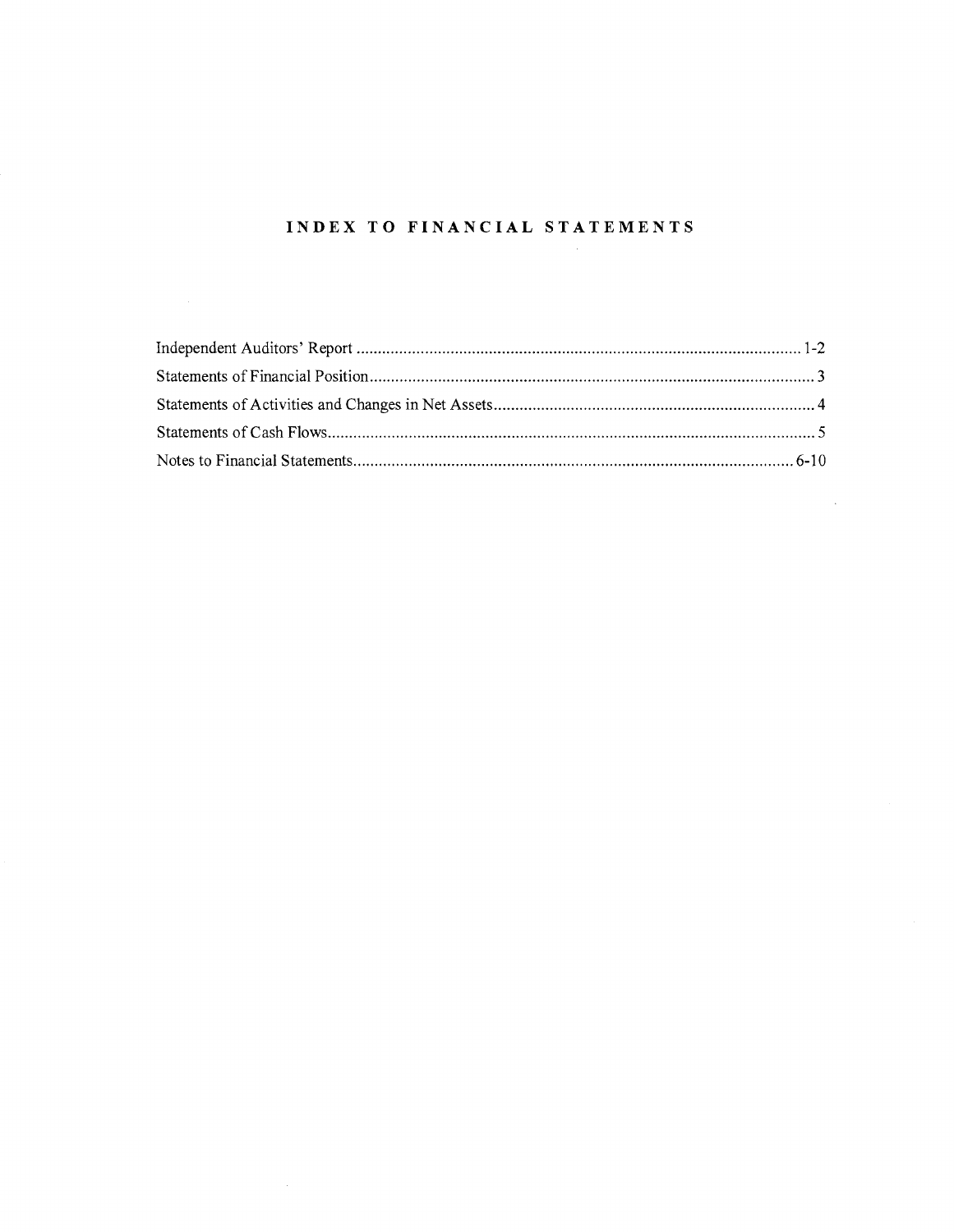# INDEX TO FINANCIAL STATEMENTS

| | |
|---|---|
| Independent Auditors' Report | 1-2 |
| Statements of Financial Position | 3 |
| Statements of Activities and Changes in Net Assets | 4 |
| Statements of Cash Flows | 5 |
| Notes to Financial Statements | 6-10 |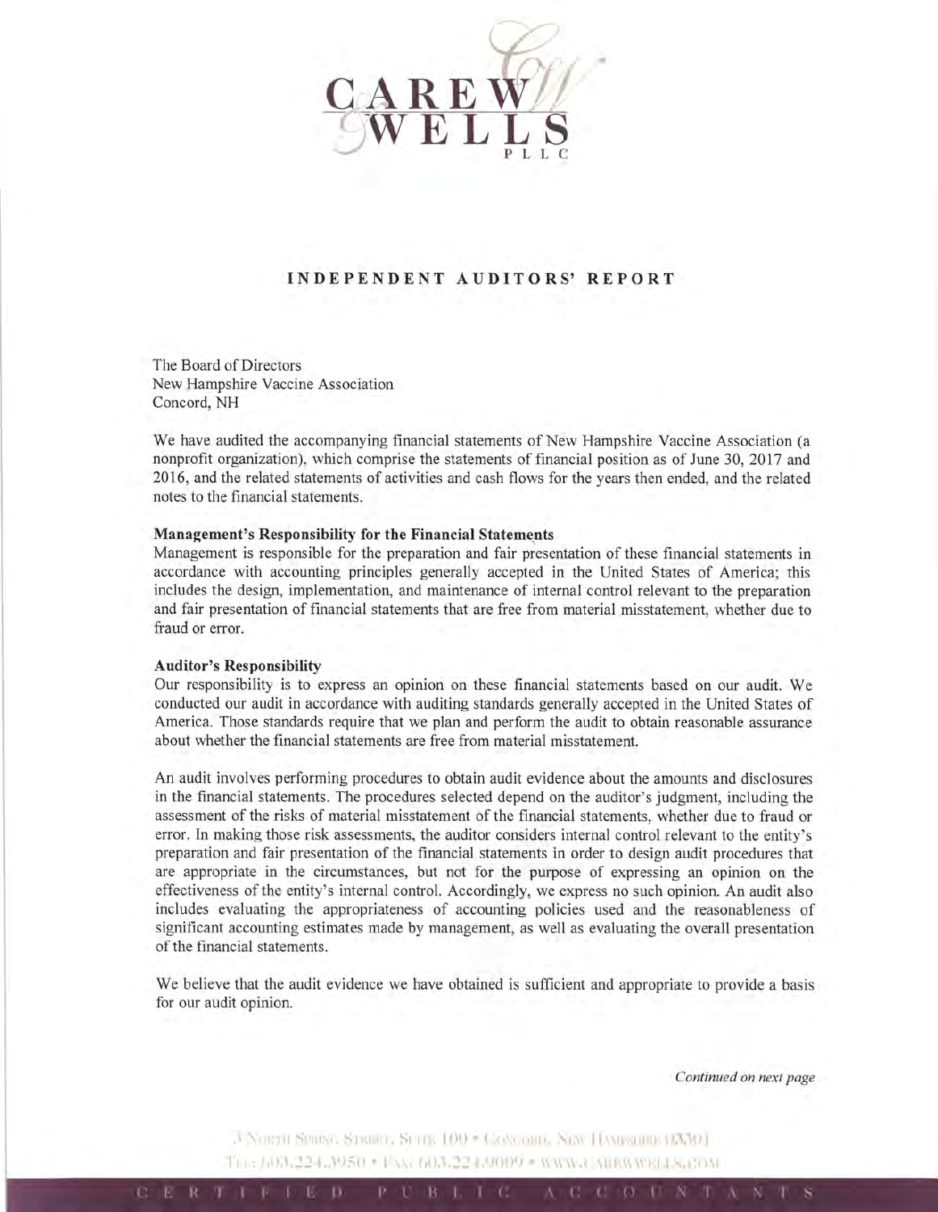# INDEPENDENT AUDITORS' REPORT

The Board of Directors
New Hampshire Vaccine Association
Concord, NH

We have audited the accompanying financial statements of New Hampshire Vaccine Association (a nonprofit organization), which comprise the statements of financial position as of June 30, 2017 and 2016, and the related statements of activities and cash flows for the years then ended, and the related notes to the financial statements.

**Management's Responsibility for the Financial Statements**
Management is responsible for the preparation and fair presentation of these financial statements in accordance with accounting principles generally accepted in the United States of America; this includes the design, implementation, and maintenance of internal control relevant to the preparation and fair presentation of financial statements that are free from material misstatement, whether due to fraud or error.

**Auditor's Responsibility**
Our responsibility is to express an opinion on these financial statements based on our audit. We conducted our audit in accordance with auditing standards generally accepted in the United States of America. Those standards require that we plan and perform the audit to obtain reasonable assurance about whether the financial statements are free from material misstatement.

An audit involves performing procedures to obtain audit evidence about the amounts and disclosures in the financial statements. The procedures selected depend on the auditor's judgment, including the assessment of the risks of material misstatement of the financial statements, whether due to fraud or error. In making those risk assessments, the auditor considers internal control relevant to the entity's preparation and fair presentation of the financial statements in order to design audit procedures that are appropriate in the circumstances, but not for the purpose of expressing an opinion on the effectiveness of the entity's internal control. Accordingly, we express no such opinion. An audit also includes evaluating the appropriateness of accounting policies used and the reasonableness of significant accounting estimates made by management, as well as evaluating the overall presentation of the financial statements.

We believe that the audit evidence we have obtained is sufficient and appropriate to provide a basis for our audit opinion.

*Continued on next page*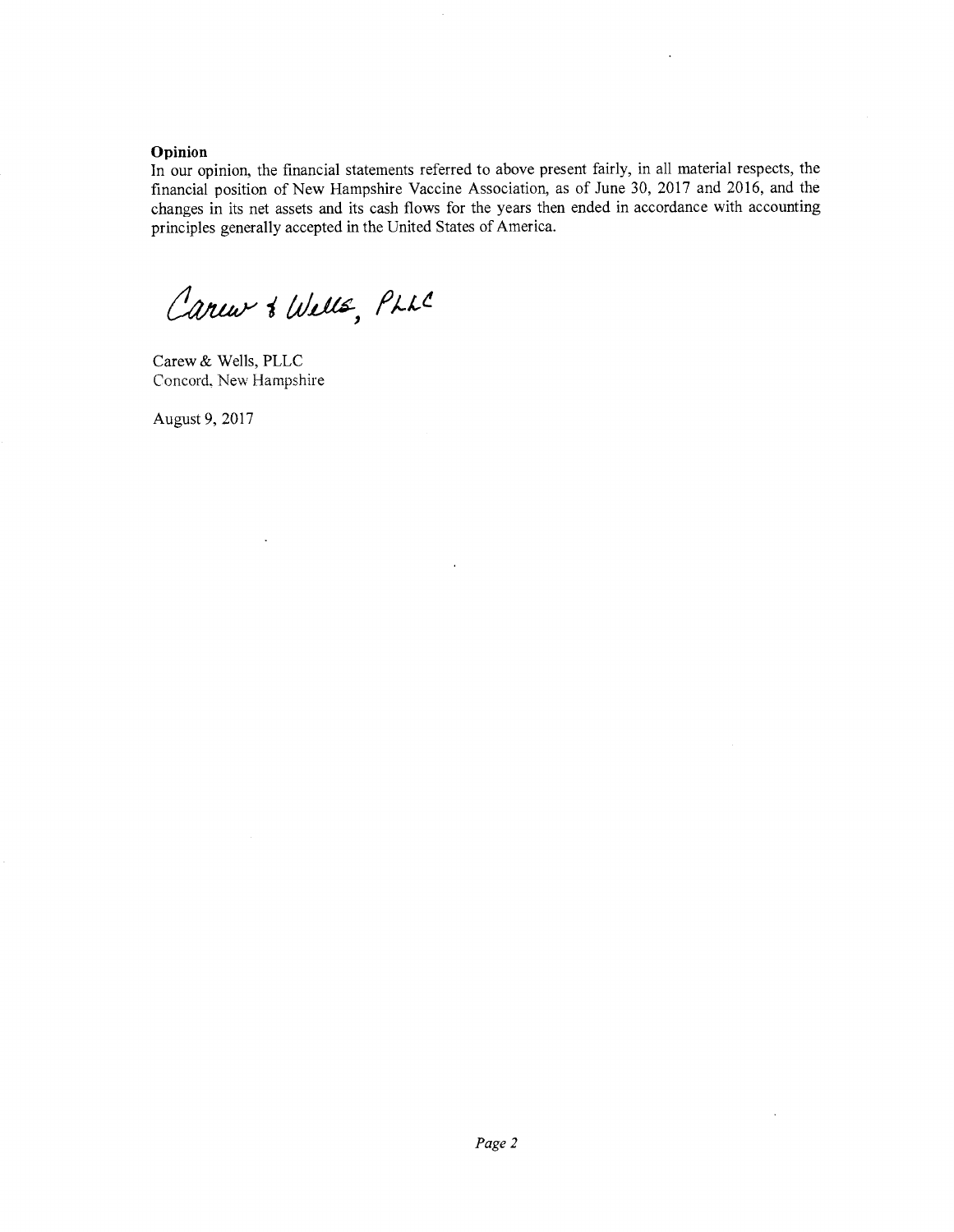**Opinion**

In our opinion, the financial statements referred to above present fairly, in all material respects, the financial position of New Hampshire Vaccine Association, as of June 30, 2017 and 2016, and the changes in its net assets and its cash flows for the years then ended in accordance with accounting principles generally accepted in the United States of America.

*Carew & Wells, PLLC*

Carew & Wells, PLLC
Concord, New Hampshire

August 9, 2017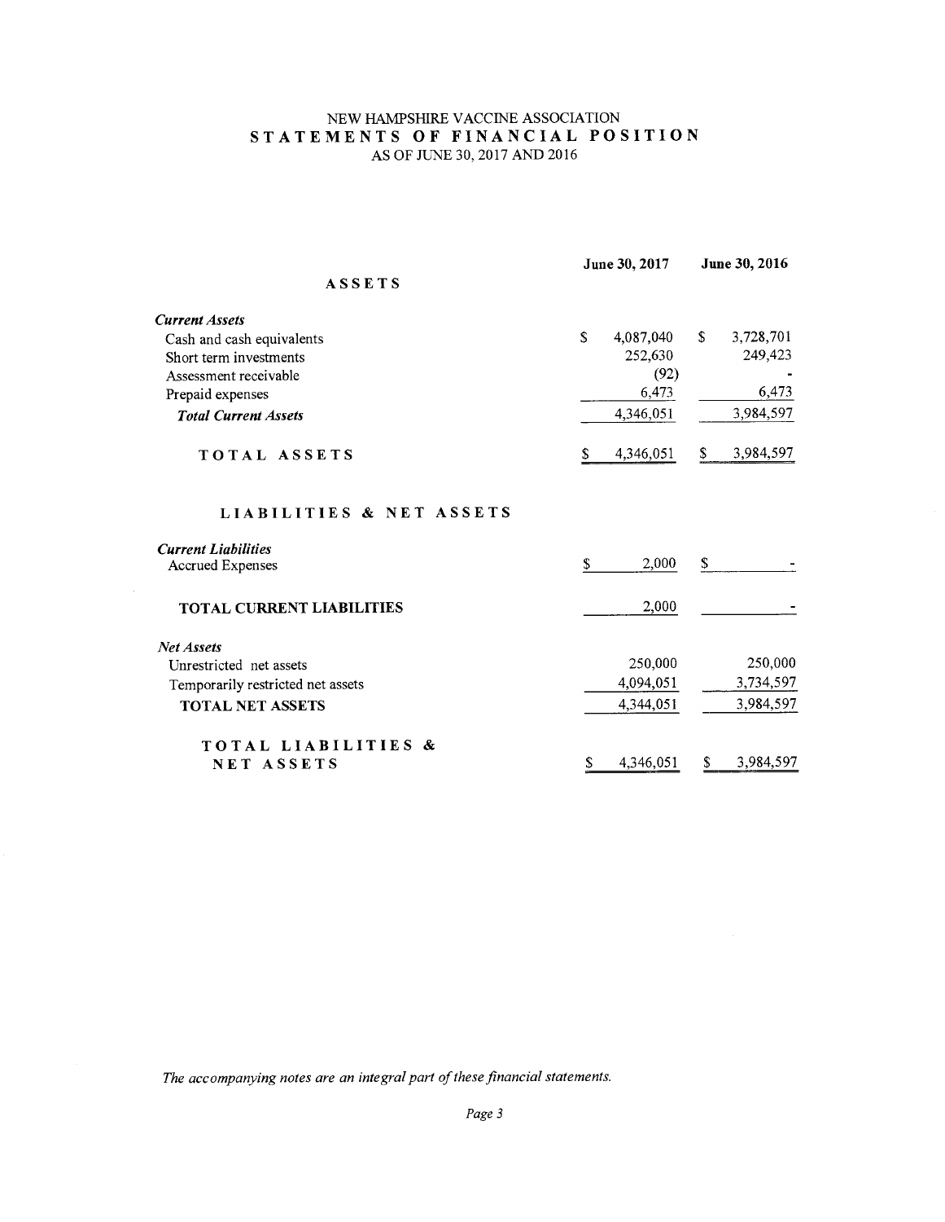# NEW HAMPSHIRE VACCINE ASSOCIATION

## STATEMENTS OF FINANCIAL POSITION

AS OF JUNE 30, 2017 AND 2016

| | June 30, 2017 | June 30, 2016 |
|---|---|---|
| **ASSETS** | | |
| ***Current Assets*** | | |
| Cash and cash equivalents | $ 4,087,040 | $ 3,728,701 |
| Short term investments | 252,630 | 249,423 |
| Assessment receivable | (92) | - |
| Prepaid expenses | 6,473 | 6,473 |
| ***Total Current Assets*** | 4,346,051 | 3,984,597 |
| **TOTAL ASSETS** | $ 4,346,051 | $ 3,984,597 |
| **LIABILITIES & NET ASSETS** | | |
| ***Current Liabilities*** | | |
| Accrued Expenses | $ 2,000 | $ - |
| **TOTAL CURRENT LIABILITIES** | 2,000 | - |
| ***Net Assets*** | | |
| Unrestricted net assets | 250,000 | 250,000 |
| Temporarily restricted net assets | 4,094,051 | 3,734,597 |
| **TOTAL NET ASSETS** | 4,344,051 | 3,984,597 |
| **TOTAL LIABILITIES & NET ASSETS** | $ 4,346,051 | $ 3,984,597 |

*The accompanying notes are an integral part of these financial statements.*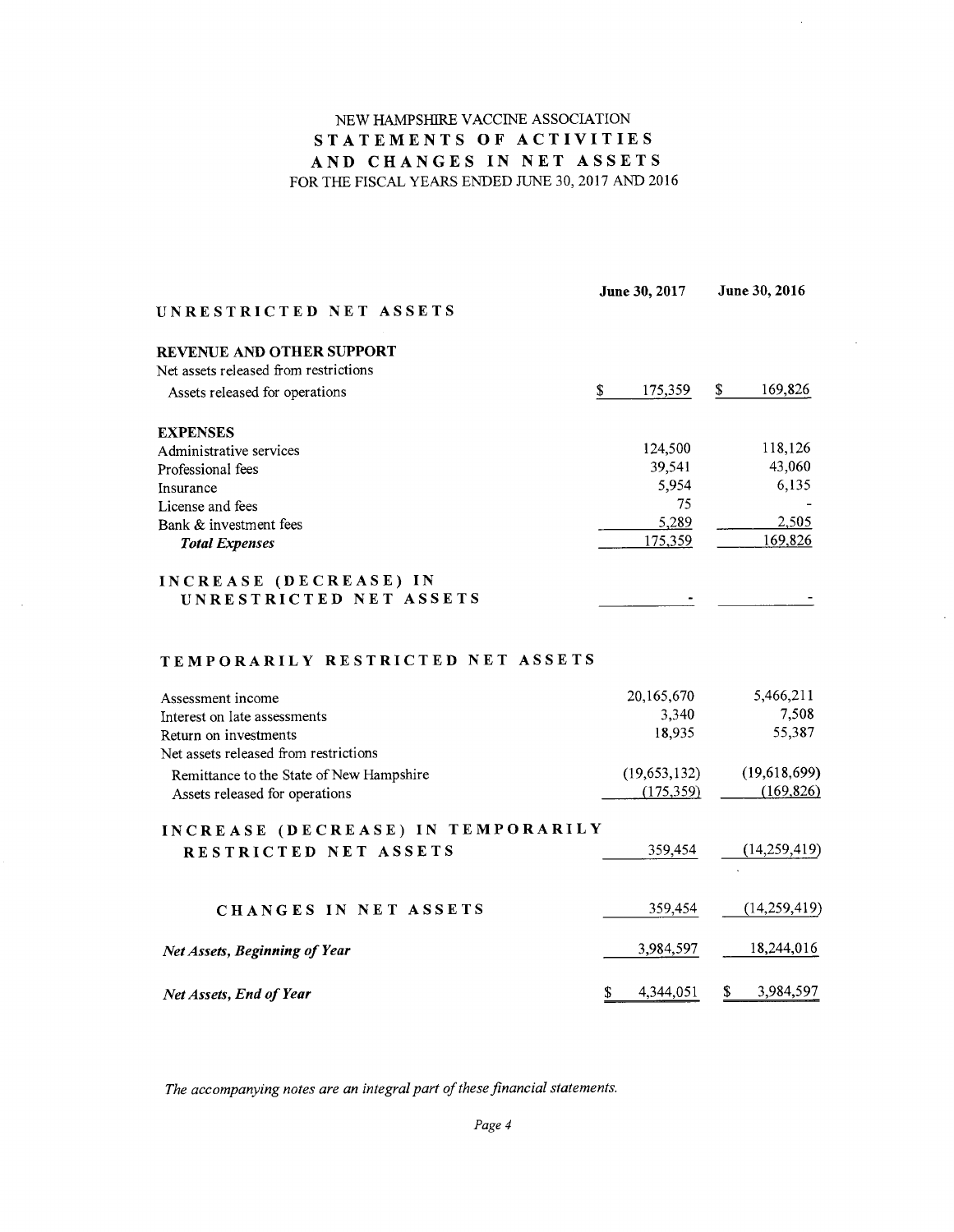# NEW HAMPSHIRE VACCINE ASSOCIATION

## STATEMENTS OF ACTIVITIES AND CHANGES IN NET ASSETS

FOR THE FISCAL YEARS ENDED JUNE 30, 2017 AND 2016

| | June 30, 2017 | June 30, 2016 |
|---|---|---|
| **UNRESTRICTED NET ASSETS** | | |
| **REVENUE AND OTHER SUPPORT** | | |
| Net assets released from restrictions | | |
| Assets released for operations | $ 175,359 | $ 169,826 |
| **EXPENSES** | | |
| Administrative services | 124,500 | 118,126 |
| Professional fees | 39,541 | 43,060 |
| Insurance | 5,954 | 6,135 |
| License and fees | 75 | - |
| Bank & investment fees | 5,289 | 2,505 |
| ***Total Expenses*** | 175,359 | 169,826 |
| **INCREASE (DECREASE) IN UNRESTRICTED NET ASSETS** | - | - |
| **TEMPORARILY RESTRICTED NET ASSETS** | | |
| Assessment income | 20,165,670 | 5,466,211 |
| Interest on late assessments | 3,340 | 7,508 |
| Return on investments | 18,935 | 55,387 |
| Net assets released from restrictions | | |
| Remittance to the State of New Hampshire | (19,653,132) | (19,618,699) |
| Assets released for operations | (175,359) | (169,826) |
| **INCREASE (DECREASE) IN TEMPORARILY RESTRICTED NET ASSETS** | 359,454 | (14,259,419) |
| **CHANGES IN NET ASSETS** | 359,454 | (14,259,419) |
| ***Net Assets, Beginning of Year*** | 3,984,597 | 18,244,016 |
| ***Net Assets, End of Year*** | $ 4,344,051 | $ 3,984,597 |

*The accompanying notes are an integral part of these financial statements.*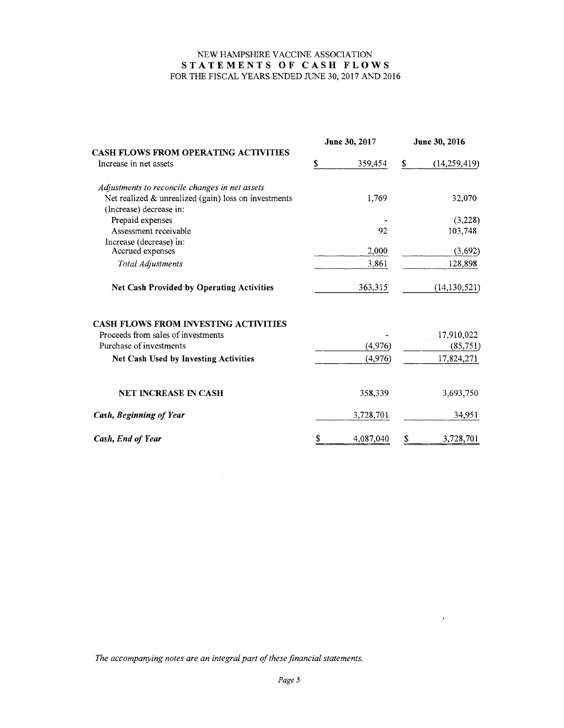NEW HAMPSHIRE VACCINE ASSOCIATION

# STATEMENTS OF CASH FLOWS

FOR THE FISCAL YEARS ENDED JUNE 30, 2017 AND 2016

| | June 30, 2017 | June 30, 2016 |
|---|---|---|
| **CASH FLOWS FROM OPERATING ACTIVITIES** | | |
| Increase in net assets | $ 359,454 | $ (14,259,419) |
| *Adjustments to reconcile changes in net assets* | | |
| Net realized & unrealized (gain) loss on investments | 1,769 | 32,070 |
| (Increase) decrease in: | | |
| Prepaid expenses | - | (3,228) |
| Assessment receivable | 92 | 103,748 |
| Increase (decrease) in: | | |
| Accrued expenses | 2,000 | (3,692) |
| *Total Adjustments* | 3,861 | 128,898 |
| **Net Cash Provided by Operating Activities** | 363,315 | (14,130,521) |
| **CASH FLOWS FROM INVESTING ACTIVITIES** | | |
| Proceeds from sales of investments | - | 17,910,022 |
| Purchase of investments | (4,976) | (85,751) |
| **Net Cash Used by Investing Activities** | (4,976) | 17,824,271 |
| **NET INCREASE IN CASH** | 358,339 | 3,693,750 |
| ***Cash, Beginning of Year*** | 3,728,701 | 34,951 |
| ***Cash, End of Year*** | $ 4,087,040 | $ 3,728,701 |

*The accompanying notes are an integral part of these financial statements.*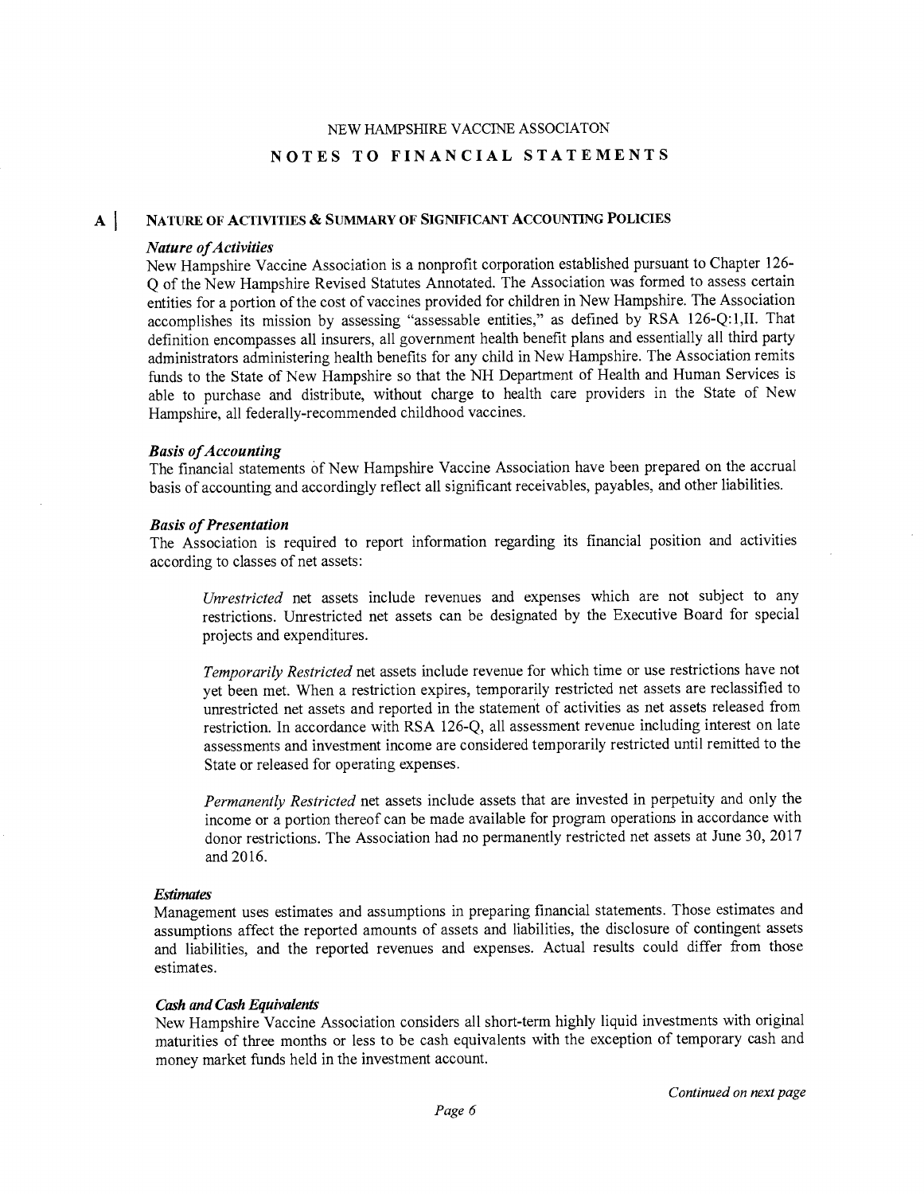NEW HAMPSHIRE VACCINE ASSOCIATON

# NOTES TO FINANCIAL STATEMENTS

## A | NATURE OF ACTIVITIES & SUMMARY OF SIGNIFICANT ACCOUNTING POLICIES

***Nature of Activities***

New Hampshire Vaccine Association is a nonprofit corporation established pursuant to Chapter 126-Q of the New Hampshire Revised Statutes Annotated. The Association was formed to assess certain entities for a portion of the cost of vaccines provided for children in New Hampshire. The Association accomplishes its mission by assessing "assessable entities," as defined by RSA 126-Q:1,II. That definition encompasses all insurers, all government health benefit plans and essentially all third party administrators administering health benefits for any child in New Hampshire. The Association remits funds to the State of New Hampshire so that the NH Department of Health and Human Services is able to purchase and distribute, without charge to health care providers in the State of New Hampshire, all federally-recommended childhood vaccines.

***Basis of Accounting***

The financial statements of New Hampshire Vaccine Association have been prepared on the accrual basis of accounting and accordingly reflect all significant receivables, payables, and other liabilities.

***Basis of Presentation***

The Association is required to report information regarding its financial position and activities according to classes of net assets:

> *Unrestricted* net assets include revenues and expenses which are not subject to any restrictions. Unrestricted net assets can be designated by the Executive Board for special projects and expenditures.
>
> *Temporarily Restricted* net assets include revenue for which time or use restrictions have not yet been met. When a restriction expires, temporarily restricted net assets are reclassified to unrestricted net assets and reported in the statement of activities as net assets released from restriction. In accordance with RSA 126-Q, all assessment revenue including interest on late assessments and investment income are considered temporarily restricted until remitted to the State or released for operating expenses.
>
> *Permanently Restricted* net assets include assets that are invested in perpetuity and only the income or a portion thereof can be made available for program operations in accordance with donor restrictions. The Association had no permanently restricted net assets at June 30, 2017 and 2016.

***Estimates***

Management uses estimates and assumptions in preparing financial statements. Those estimates and assumptions affect the reported amounts of assets and liabilities, the disclosure of contingent assets and liabilities, and the reported revenues and expenses. Actual results could differ from those estimates.

***Cash and Cash Equivalents***

New Hampshire Vaccine Association considers all short-term highly liquid investments with original maturities of three months or less to be cash equivalents with the exception of temporary cash and money market funds held in the investment account.

*Continued on next page*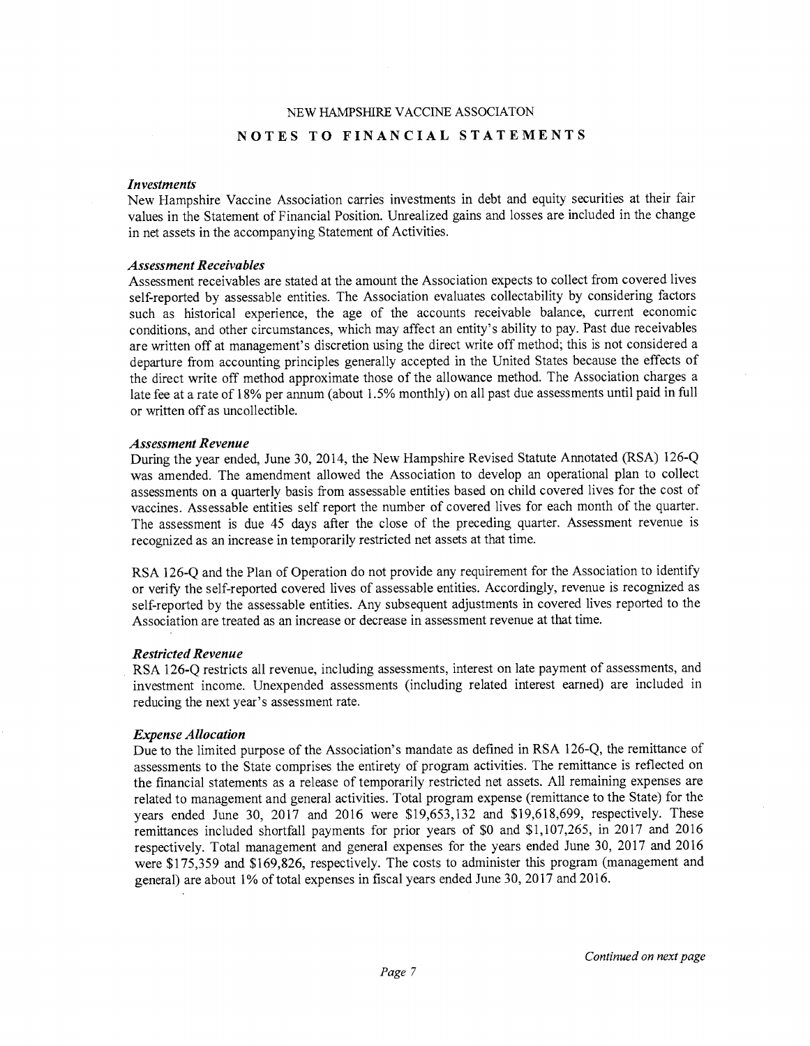NEW HAMPSHIRE VACCINE ASSOCIATON

## NOTES TO FINANCIAL STATEMENTS

### *Investments*

New Hampshire Vaccine Association carries investments in debt and equity securities at their fair values in the Statement of Financial Position. Unrealized gains and losses are included in the change in net assets in the accompanying Statement of Activities.

### *Assessment Receivables*

Assessment receivables are stated at the amount the Association expects to collect from covered lives self-reported by assessable entities. The Association evaluates collectability by considering factors such as historical experience, the age of the accounts receivable balance, current economic conditions, and other circumstances, which may affect an entity's ability to pay. Past due receivables are written off at management's discretion using the direct write off method; this is not considered a departure from accounting principles generally accepted in the United States because the effects of the direct write off method approximate those of the allowance method. The Association charges a late fee at a rate of 18% per annum (about 1.5% monthly) on all past due assessments until paid in full or written off as uncollectible.

### *Assessment Revenue*

During the year ended, June 30, 2014, the New Hampshire Revised Statute Annotated (RSA) 126-Q was amended. The amendment allowed the Association to develop an operational plan to collect assessments on a quarterly basis from assessable entities based on child covered lives for the cost of vaccines. Assessable entities self report the number of covered lives for each month of the quarter. The assessment is due 45 days after the close of the preceding quarter. Assessment revenue is recognized as an increase in temporarily restricted net assets at that time.

RSA 126-Q and the Plan of Operation do not provide any requirement for the Association to identify or verify the self-reported covered lives of assessable entities. Accordingly, revenue is recognized as self-reported by the assessable entities. Any subsequent adjustments in covered lives reported to the Association are treated as an increase or decrease in assessment revenue at that time.

### *Restricted Revenue*

RSA 126-Q restricts all revenue, including assessments, interest on late payment of assessments, and investment income. Unexpended assessments (including related interest earned) are included in reducing the next year's assessment rate.

### *Expense Allocation*

Due to the limited purpose of the Association's mandate as defined in RSA 126-Q, the remittance of assessments to the State comprises the entirety of program activities. The remittance is reflected on the financial statements as a release of temporarily restricted net assets. All remaining expenses are related to management and general activities. Total program expense (remittance to the State) for the years ended June 30, 2017 and 2016 were $19,653,132 and $19,618,699, respectively. These remittances included shortfall payments for prior years of $0 and $1,107,265, in 2017 and 2016 respectively. Total management and general expenses for the years ended June 30, 2017 and 2016 were $175,359 and $169,826, respectively. The costs to administer this program (management and general) are about 1% of total expenses in fiscal years ended June 30, 2017 and 2016.

*Continued on next page*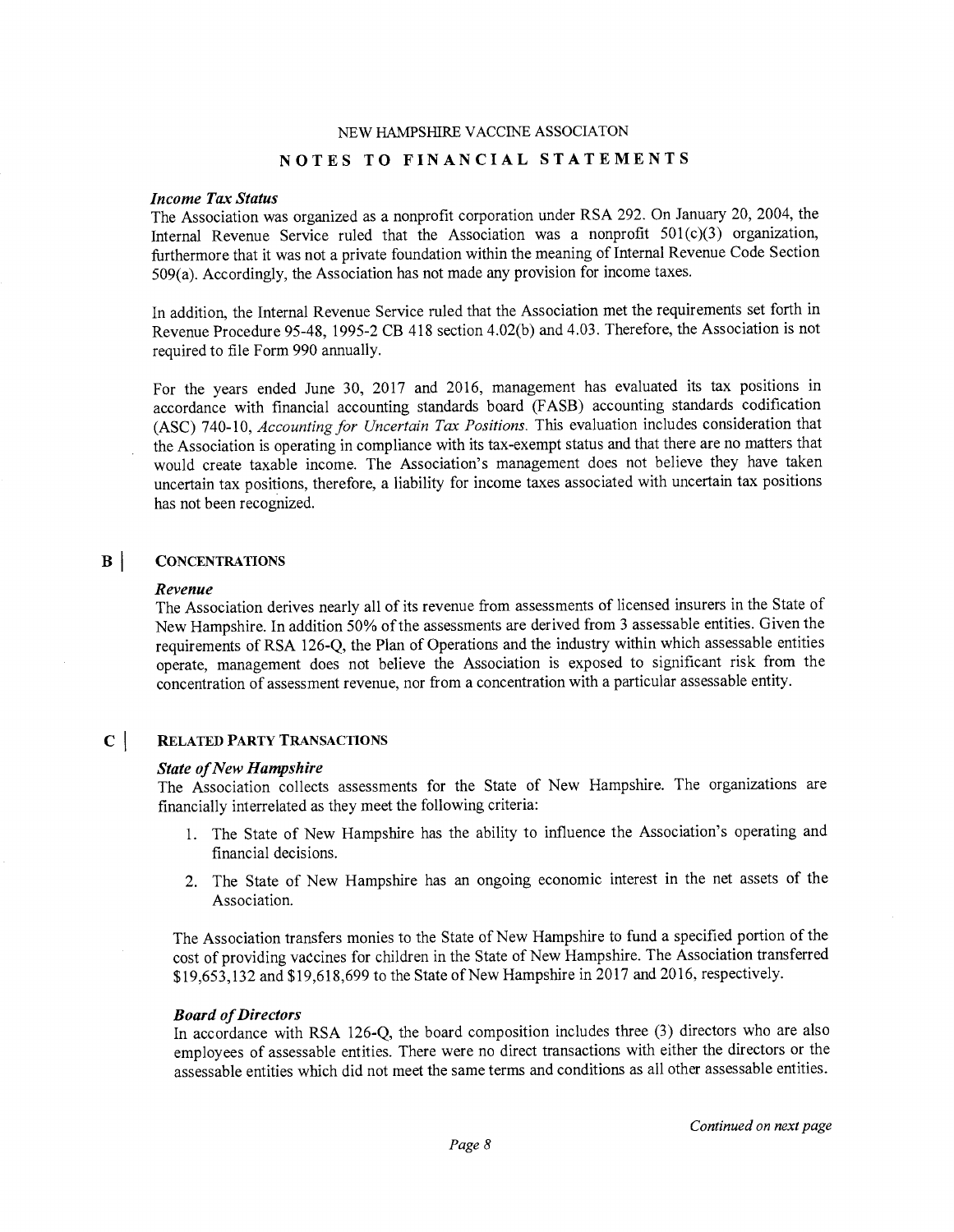NEW HAMPSHIRE VACCINE ASSOCIATON

## NOTES TO FINANCIAL STATEMENTS

### *Income Tax Status*

The Association was organized as a nonprofit corporation under RSA 292. On January 20, 2004, the Internal Revenue Service ruled that the Association was a nonprofit 501(c)(3) organization, furthermore that it was not a private foundation within the meaning of Internal Revenue Code Section 509(a). Accordingly, the Association has not made any provision for income taxes.

In addition, the Internal Revenue Service ruled that the Association met the requirements set forth in Revenue Procedure 95-48, 1995-2 CB 418 section 4.02(b) and 4.03. Therefore, the Association is not required to file Form 990 annually.

For the years ended June 30, 2017 and 2016, management has evaluated its tax positions in accordance with financial accounting standards board (FASB) accounting standards codification (ASC) 740-10, *Accounting for Uncertain Tax Positions*. This evaluation includes consideration that the Association is operating in compliance with its tax-exempt status and that there are no matters that would create taxable income. The Association's management does not believe they have taken uncertain tax positions, therefore, a liability for income taxes associated with uncertain tax positions has not been recognized.

## B | CONCENTRATIONS

### *Revenue*

The Association derives nearly all of its revenue from assessments of licensed insurers in the State of New Hampshire. In addition 50% of the assessments are derived from 3 assessable entities. Given the requirements of RSA 126-Q, the Plan of Operations and the industry within which assessable entities operate, management does not believe the Association is exposed to significant risk from the concentration of assessment revenue, nor from a concentration with a particular assessable entity.

## C | RELATED PARTY TRANSACTIONS

### *State of New Hampshire*

The Association collects assessments for the State of New Hampshire. The organizations are financially interrelated as they meet the following criteria:

1. The State of New Hampshire has the ability to influence the Association's operating and financial decisions.
2. The State of New Hampshire has an ongoing economic interest in the net assets of the Association.

The Association transfers monies to the State of New Hampshire to fund a specified portion of the cost of providing vaccines for children in the State of New Hampshire. The Association transferred $19,653,132 and $19,618,699 to the State of New Hampshire in 2017 and 2016, respectively.

### *Board of Directors*

In accordance with RSA 126-Q, the board composition includes three (3) directors who are also employees of assessable entities. There were no direct transactions with either the directors or the assessable entities which did not meet the same terms and conditions as all other assessable entities.

*Continued on next page*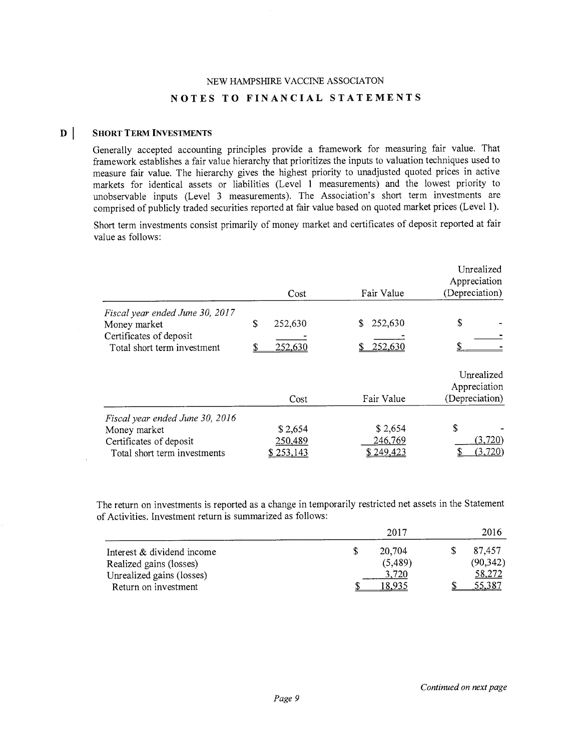NEW HAMPSHIRE VACCINE ASSOCIATON

# NOTES TO FINANCIAL STATEMENTS

## D | SHORT TERM INVESTMENTS

Generally accepted accounting principles provide a framework for measuring fair value. That framework establishes a fair value hierarchy that prioritizes the inputs to valuation techniques used to measure fair value. The hierarchy gives the highest priority to unadjusted quoted prices in active markets for identical assets or liabilities (Level 1 measurements) and the lowest priority to unobservable inputs (Level 3 measurements). The Association's short term investments are comprised of publicly traded securities reported at fair value based on quoted market prices (Level 1).

Short term investments consist primarily of money market and certificates of deposit reported at fair value as follows:

| | Cost | Fair Value | Unrealized Appreciation (Depreciation) |
|---|---|---|---|
| *Fiscal year ended June 30, 2017* | | | |
| Money market | $ 252,630 | $ 252,630 | $ - |
| Certificates of deposit | - | - | - |
| Total short term investment | $ 252,630 | $ 252,630 | $ - |

| | Cost | Fair Value | Unrealized Appreciation (Depreciation) |
|---|---|---|---|
| *Fiscal year ended June 30, 2016* | | | |
| Money market | $ 2,654 | $ 2,654 | $ - |
| Certificates of deposit | 250,489 | 246,769 | (3,720) |
| Total short term investments | $ 253,143 | $ 249,423 | $ (3,720) |

The return on investments is reported as a change in temporarily restricted net assets in the Statement of Activities. Investment return is summarized as follows:

| | 2017 | 2016 |
|---|---|---|
| Interest & dividend income | $ 20,704 | $ 87,457 |
| Realized gains (losses) | (5,489) | (90,342) |
| Unrealized gains (losses) | 3,720 | 58,272 |
| Return on investment | $ 18,935 | $ 55,387 |

*Continued on next page*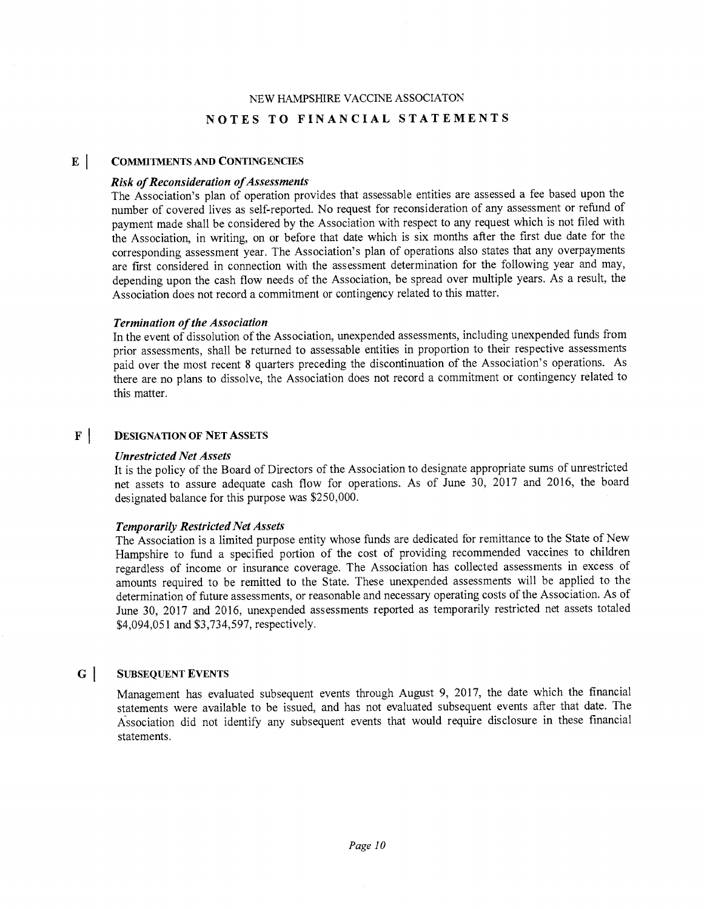# NEW HAMPSHIRE VACCINE ASSOCIATON

## NOTES TO FINANCIAL STATEMENTS

## E | COMMITMENTS AND CONTINGENCIES

### *Risk of Reconsideration of Assessments*

The Association's plan of operation provides that assessable entities are assessed a fee based upon the number of covered lives as self-reported. No request for reconsideration of any assessment or refund of payment made shall be considered by the Association with respect to any request which is not filed with the Association, in writing, on or before that date which is six months after the first due date for the corresponding assessment year. The Association's plan of operations also states that any overpayments are first considered in connection with the assessment determination for the following year and may, depending upon the cash flow needs of the Association, be spread over multiple years. As a result, the Association does not record a commitment or contingency related to this matter.

### *Termination of the Association*

In the event of dissolution of the Association, unexpended assessments, including unexpended funds from prior assessments, shall be returned to assessable entities in proportion to their respective assessments paid over the most recent 8 quarters preceding the discontinuation of the Association's operations. As there are no plans to dissolve, the Association does not record a commitment or contingency related to this matter.

## F | DESIGNATION OF NET ASSETS

### *Unrestricted Net Assets*

It is the policy of the Board of Directors of the Association to designate appropriate sums of unrestricted net assets to assure adequate cash flow for operations. As of June 30, 2017 and 2016, the board designated balance for this purpose was $250,000.

### *Temporarily Restricted Net Assets*

The Association is a limited purpose entity whose funds are dedicated for remittance to the State of New Hampshire to fund a specified portion of the cost of providing recommended vaccines to children regardless of income or insurance coverage. The Association has collected assessments in excess of amounts required to be remitted to the State. These unexpended assessments will be applied to the determination of future assessments, or reasonable and necessary operating costs of the Association. As of June 30, 2017 and 2016, unexpended assessments reported as temporarily restricted net assets totaled $4,094,051 and $3,734,597, respectively.

## G | SUBSEQUENT EVENTS

Management has evaluated subsequent events through August 9, 2017, the date which the financial statements were available to be issued, and has not evaluated subsequent events after that date. The Association did not identify any subsequent events that would require disclosure in these financial statements.